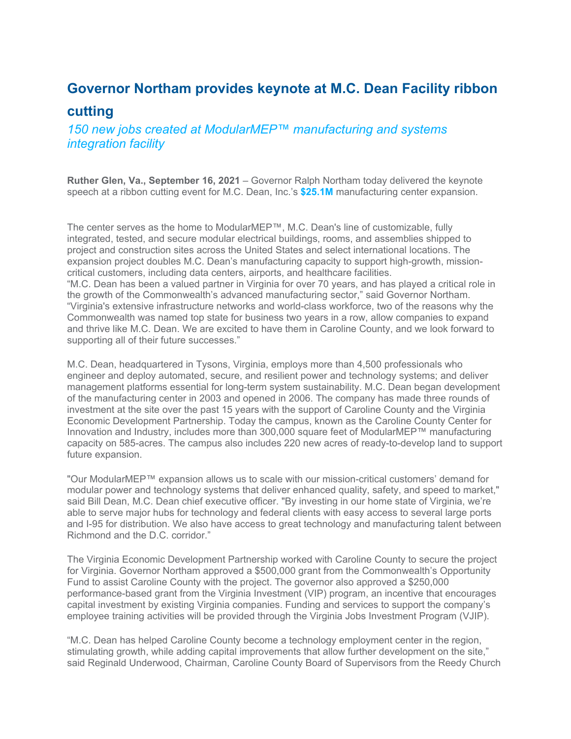# Governor Northam provides keynote at M.C. Dean Facility ribbon cutting

*150 new jobs created at ModularMEP™ manufacturing and systems integration facility*

**Ruther Glen, Va., September 16, 2021** – Governor Ralph Northam today delivered the keynote speech at a ribbon cutting event for M.C. Dean, Inc.'s **$25.1M** manufacturing center expansion.

The center serves as the home to ModularMEP™, M.C. Dean's line of customizable, fully integrated, tested, and secure modular electrical buildings, rooms, and assemblies shipped to project and construction sites across the United States and select international locations. The expansion project doubles M.C. Dean's manufacturing capacity to support high-growth, mission-critical customers, including data centers, airports, and healthcare facilities.
"M.C. Dean has been a valued partner in Virginia for over 70 years, and has played a critical role in the growth of the Commonwealth's advanced manufacturing sector," said Governor Northam. "Virginia's extensive infrastructure networks and world-class workforce, two of the reasons why the Commonwealth was named top state for business two years in a row, allow companies to expand and thrive like M.C. Dean. We are excited to have them in Caroline County, and we look forward to supporting all of their future successes."

M.C. Dean, headquartered in Tysons, Virginia, employs more than 4,500 professionals who engineer and deploy automated, secure, and resilient power and technology systems; and deliver management platforms essential for long-term system sustainability. M.C. Dean began development of the manufacturing center in 2003 and opened in 2006. The company has made three rounds of investment at the site over the past 15 years with the support of Caroline County and the Virginia Economic Development Partnership. Today the campus, known as the Caroline County Center for Innovation and Industry, includes more than 300,000 square feet of ModularMEP™ manufacturing capacity on 585-acres. The campus also includes 220 new acres of ready-to-develop land to support future expansion.

"Our ModularMEP™ expansion allows us to scale with our mission-critical customers' demand for modular power and technology systems that deliver enhanced quality, safety, and speed to market," said Bill Dean, M.C. Dean chief executive officer. "By investing in our home state of Virginia, we're able to serve major hubs for technology and federal clients with easy access to several large ports and I-95 for distribution. We also have access to great technology and manufacturing talent between Richmond and the D.C. corridor."

The Virginia Economic Development Partnership worked with Caroline County to secure the project for Virginia. Governor Northam approved a $500,000 grant from the Commonwealth's Opportunity Fund to assist Caroline County with the project. The governor also approved a $250,000 performance-based grant from the Virginia Investment (VIP) program, an incentive that encourages capital investment by existing Virginia companies. Funding and services to support the company's employee training activities will be provided through the Virginia Jobs Investment Program (VJIP).

"M.C. Dean has helped Caroline County become a technology employment center in the region, stimulating growth, while adding capital improvements that allow further development on the site," said Reginald Underwood, Chairman, Caroline County Board of Supervisors from the Reedy Church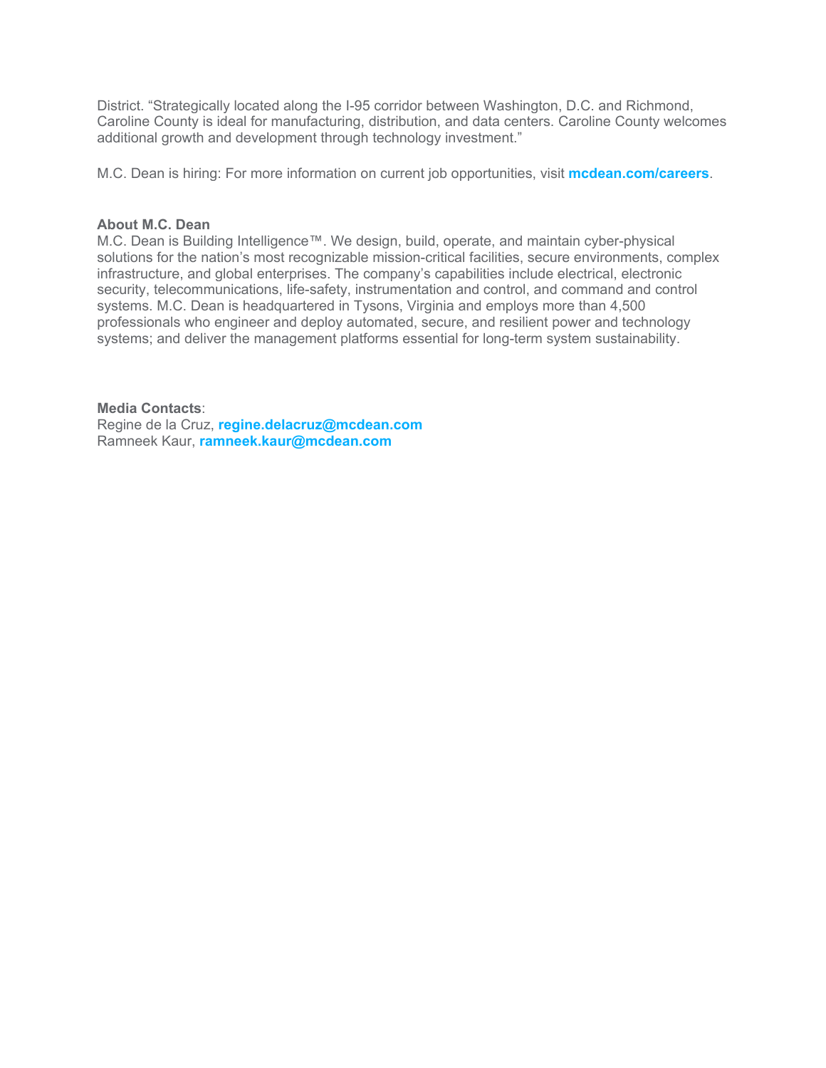District. "Strategically located along the I-95 corridor between Washington, D.C. and Richmond, Caroline County is ideal for manufacturing, distribution, and data centers. Caroline County welcomes additional growth and development through technology investment."

M.C. Dean is hiring: For more information on current job opportunities, visit **mcdean.com/careers**.

**About M.C. Dean**

M.C. Dean is Building Intelligence™. We design, build, operate, and maintain cyber-physical solutions for the nation's most recognizable mission-critical facilities, secure environments, complex infrastructure, and global enterprises. The company's capabilities include electrical, electronic security, telecommunications, life-safety, instrumentation and control, and command and control systems. M.C. Dean is headquartered in Tysons, Virginia and employs more than 4,500 professionals who engineer and deploy automated, secure, and resilient power and technology systems; and deliver the management platforms essential for long-term system sustainability.

**Media Contacts**:

Regine de la Cruz, **regine.delacruz@mcdean.com**

Ramneek Kaur, **ramneek.kaur@mcdean.com**